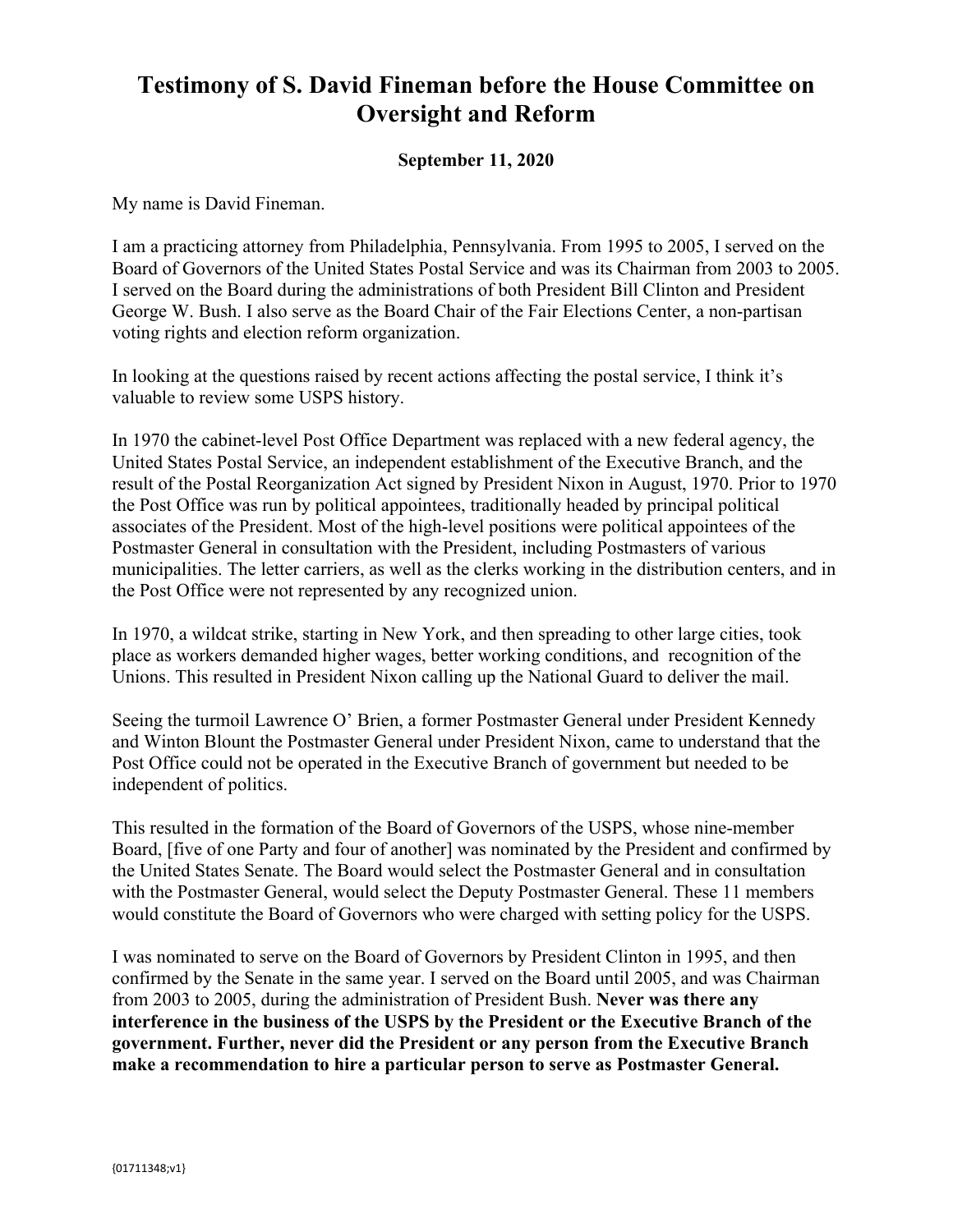# Testimony of S. David Fineman before the House Committee on Oversight and Reform

**September 11, 2020**

My name is David Fineman.

I am a practicing attorney from Philadelphia, Pennsylvania. From 1995 to 2005, I served on the Board of Governors of the United States Postal Service and was its Chairman from 2003 to 2005. I served on the Board during the administrations of both President Bill Clinton and President George W. Bush. I also serve as the Board Chair of the Fair Elections Center, a non-partisan voting rights and election reform organization.

In looking at the questions raised by recent actions affecting the postal service, I think it's valuable to review some USPS history.

In 1970 the cabinet-level Post Office Department was replaced with a new federal agency, the United States Postal Service, an independent establishment of the Executive Branch, and the result of the Postal Reorganization Act signed by President Nixon in August, 1970. Prior to 1970 the Post Office was run by political appointees, traditionally headed by principal political associates of the President. Most of the high-level positions were political appointees of the Postmaster General in consultation with the President, including Postmasters of various municipalities. The letter carriers, as well as the clerks working in the distribution centers, and in the Post Office were not represented by any recognized union.

In 1970, a wildcat strike, starting in New York, and then spreading to other large cities, took place as workers demanded higher wages, better working conditions, and recognition of the Unions. This resulted in President Nixon calling up the National Guard to deliver the mail.

Seeing the turmoil Lawrence O' Brien, a former Postmaster General under President Kennedy and Winton Blount the Postmaster General under President Nixon, came to understand that the Post Office could not be operated in the Executive Branch of government but needed to be independent of politics.

This resulted in the formation of the Board of Governors of the USPS, whose nine-member Board, [five of one Party and four of another] was nominated by the President and confirmed by the United States Senate. The Board would select the Postmaster General and in consultation with the Postmaster General, would select the Deputy Postmaster General. These 11 members would constitute the Board of Governors who were charged with setting policy for the USPS.

I was nominated to serve on the Board of Governors by President Clinton in 1995, and then confirmed by the Senate in the same year. I served on the Board until 2005, and was Chairman from 2003 to 2005, during the administration of President Bush. **Never was there any interference in the business of the USPS by the President or the Executive Branch of the government. Further, never did the President or any person from the Executive Branch make a recommendation to hire a particular person to serve as Postmaster General.**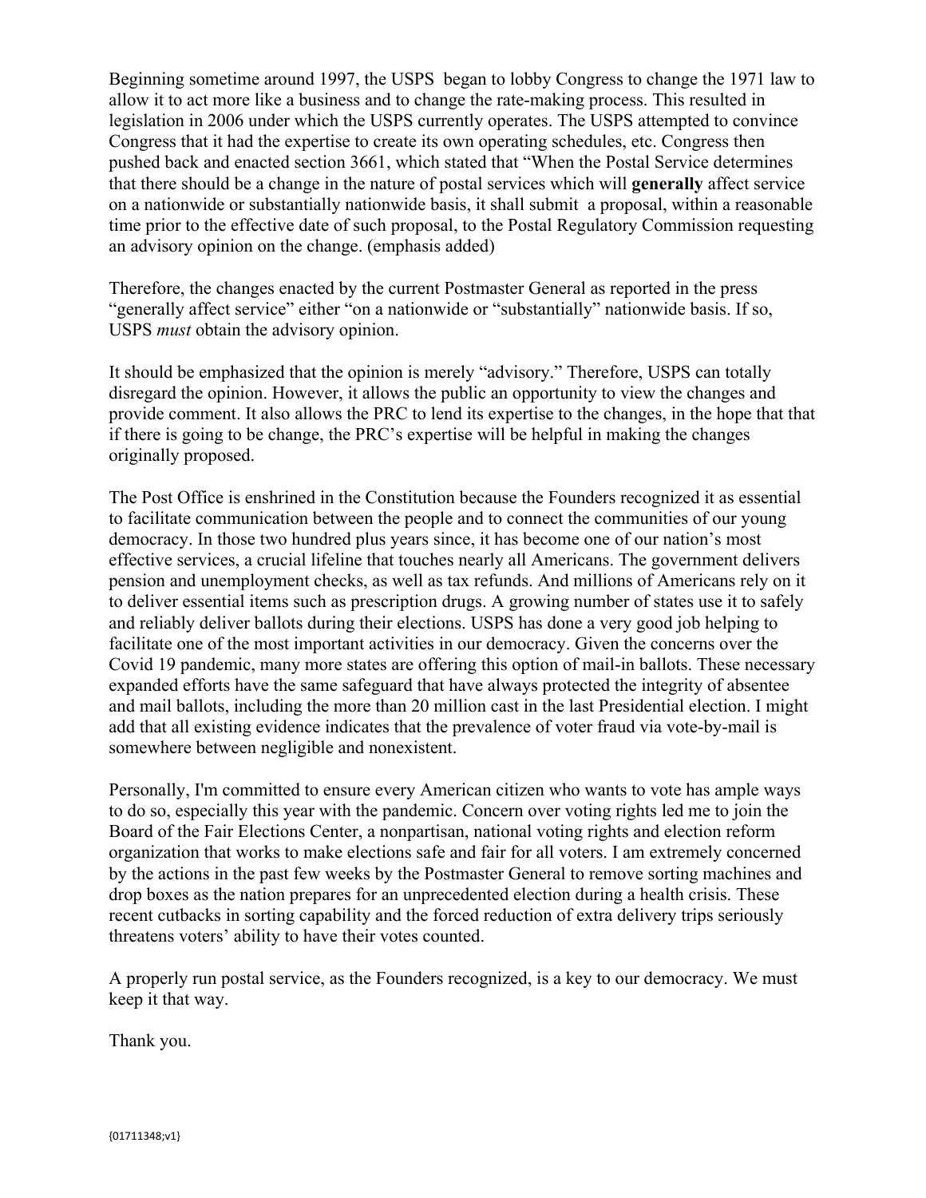Beginning sometime around 1997, the USPS began to lobby Congress to change the 1971 law to allow it to act more like a business and to change the rate-making process. This resulted in legislation in 2006 under which the USPS currently operates. The USPS attempted to convince Congress that it had the expertise to create its own operating schedules, etc. Congress then pushed back and enacted section 3661, which stated that "When the Postal Service determines that there should be a change in the nature of postal services which will **generally** affect service on a nationwide or substantially nationwide basis, it shall submit a proposal, within a reasonable time prior to the effective date of such proposal, to the Postal Regulatory Commission requesting an advisory opinion on the change. (emphasis added)

Therefore, the changes enacted by the current Postmaster General as reported in the press "generally affect service" either "on a nationwide or "substantially" nationwide basis. If so, USPS *must* obtain the advisory opinion.

It should be emphasized that the opinion is merely "advisory." Therefore, USPS can totally disregard the opinion. However, it allows the public an opportunity to view the changes and provide comment. It also allows the PRC to lend its expertise to the changes, in the hope that that if there is going to be change, the PRC's expertise will be helpful in making the changes originally proposed.

The Post Office is enshrined in the Constitution because the Founders recognized it as essential to facilitate communication between the people and to connect the communities of our young democracy. In those two hundred plus years since, it has become one of our nation's most effective services, a crucial lifeline that touches nearly all Americans. The government delivers pension and unemployment checks, as well as tax refunds. And millions of Americans rely on it to deliver essential items such as prescription drugs. A growing number of states use it to safely and reliably deliver ballots during their elections. USPS has done a very good job helping to facilitate one of the most important activities in our democracy. Given the concerns over the Covid 19 pandemic, many more states are offering this option of mail-in ballots. These necessary expanded efforts have the same safeguard that have always protected the integrity of absentee and mail ballots, including the more than 20 million cast in the last Presidential election. I might add that all existing evidence indicates that the prevalence of voter fraud via vote-by-mail is somewhere between negligible and nonexistent.

Personally, I'm committed to ensure every American citizen who wants to vote has ample ways to do so, especially this year with the pandemic. Concern over voting rights led me to join the Board of the Fair Elections Center, a nonpartisan, national voting rights and election reform organization that works to make elections safe and fair for all voters. I am extremely concerned by the actions in the past few weeks by the Postmaster General to remove sorting machines and drop boxes as the nation prepares for an unprecedented election during a health crisis. These recent cutbacks in sorting capability and the forced reduction of extra delivery trips seriously threatens voters' ability to have their votes counted.

A properly run postal service, as the Founders recognized, is a key to our democracy. We must keep it that way.

Thank you.

{01711348;v1}